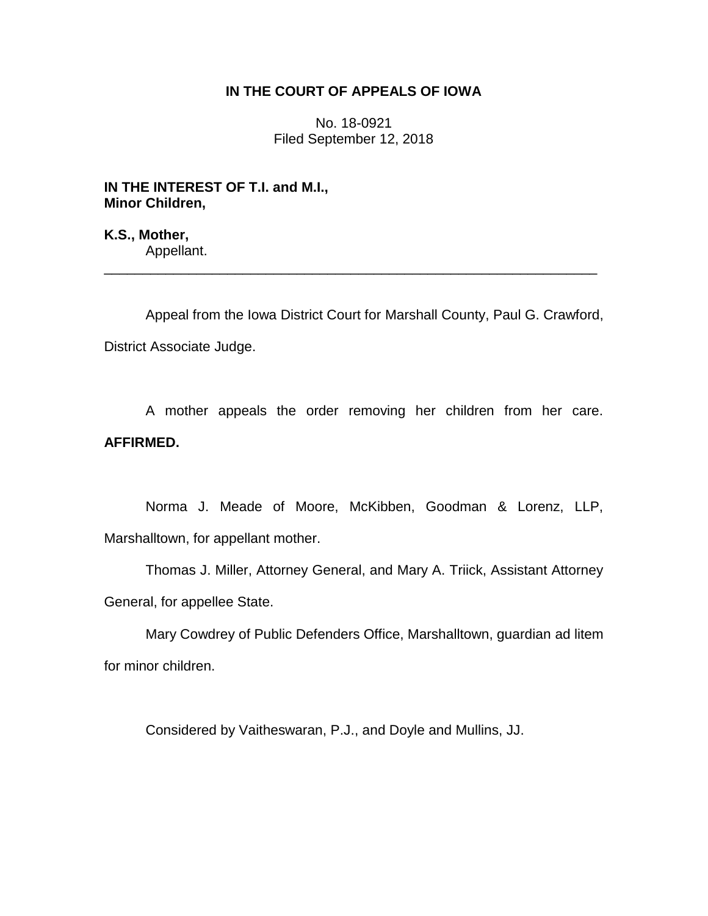**IN THE COURT OF APPEALS OF IOWA**

No. 18-0921
Filed September 12, 2018

**IN THE INTEREST OF T.I. and M.I.,**
**Minor Children,**

**K.S., Mother,**
Appellant.

---

Appeal from the Iowa District Court for Marshall County, Paul G. Crawford, District Associate Judge.

A mother appeals the order removing her children from her care. **AFFIRMED.**

Norma J. Meade of Moore, McKibben, Goodman & Lorenz, LLP, Marshalltown, for appellant mother.

Thomas J. Miller, Attorney General, and Mary A. Triick, Assistant Attorney General, for appellee State.

Mary Cowdrey of Public Defenders Office, Marshalltown, guardian ad litem for minor children.

Considered by Vaitheswaran, P.J., and Doyle and Mullins, JJ.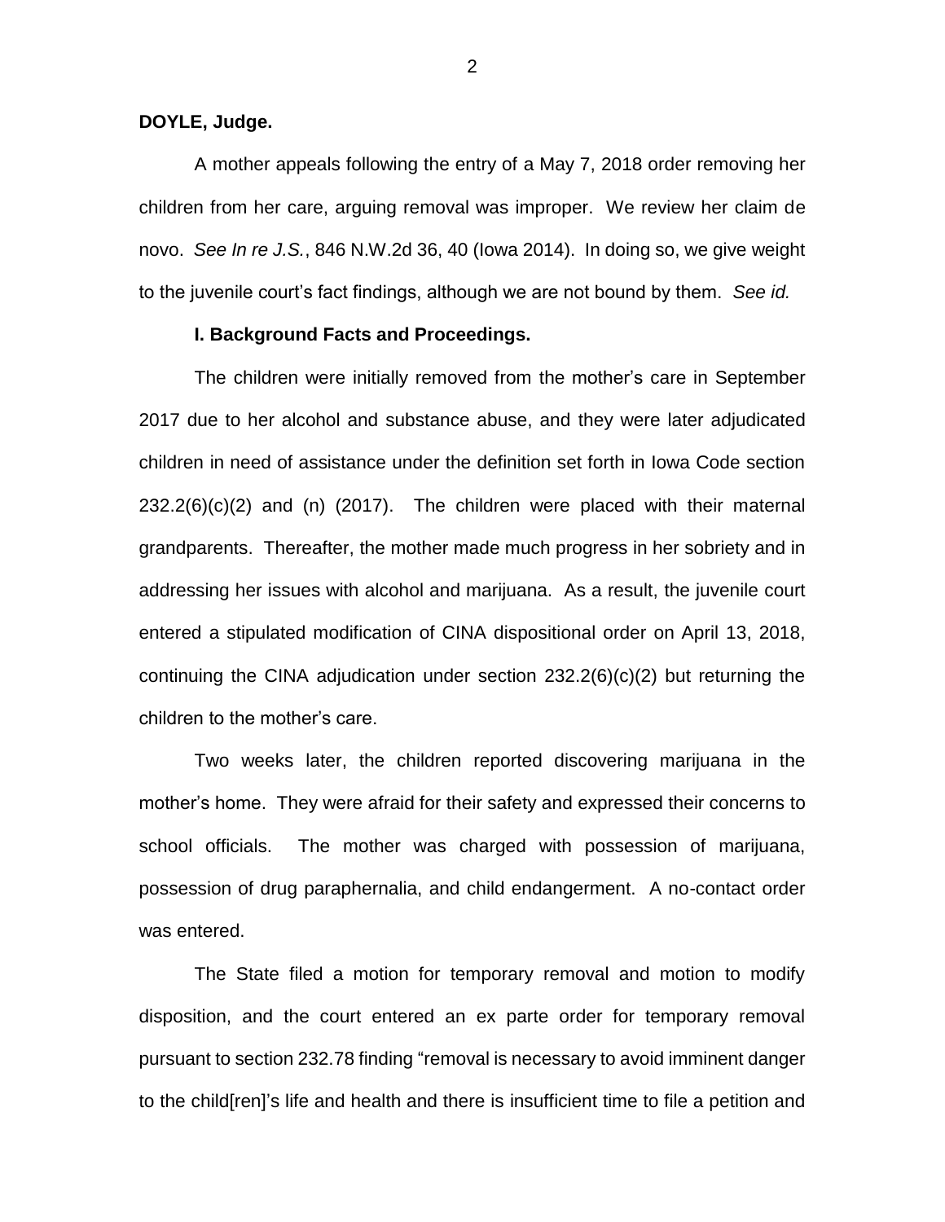**DOYLE, Judge.**

A mother appeals following the entry of a May 7, 2018 order removing her children from her care, arguing removal was improper. We review her claim de novo. *See In re J.S.*, 846 N.W.2d 36, 40 (Iowa 2014). In doing so, we give weight to the juvenile court's fact findings, although we are not bound by them. *See id.*

**I. Background Facts and Proceedings.**

The children were initially removed from the mother's care in September 2017 due to her alcohol and substance abuse, and they were later adjudicated children in need of assistance under the definition set forth in Iowa Code section 232.2(6)(c)(2) and (n) (2017). The children were placed with their maternal grandparents. Thereafter, the mother made much progress in her sobriety and in addressing her issues with alcohol and marijuana. As a result, the juvenile court entered a stipulated modification of CINA dispositional order on April 13, 2018, continuing the CINA adjudication under section 232.2(6)(c)(2) but returning the children to the mother's care.

Two weeks later, the children reported discovering marijuana in the mother's home. They were afraid for their safety and expressed their concerns to school officials. The mother was charged with possession of marijuana, possession of drug paraphernalia, and child endangerment. A no-contact order was entered.

The State filed a motion for temporary removal and motion to modify disposition, and the court entered an ex parte order for temporary removal pursuant to section 232.78 finding "removal is necessary to avoid imminent danger to the child[ren]'s life and health and there is insufficient time to file a petition and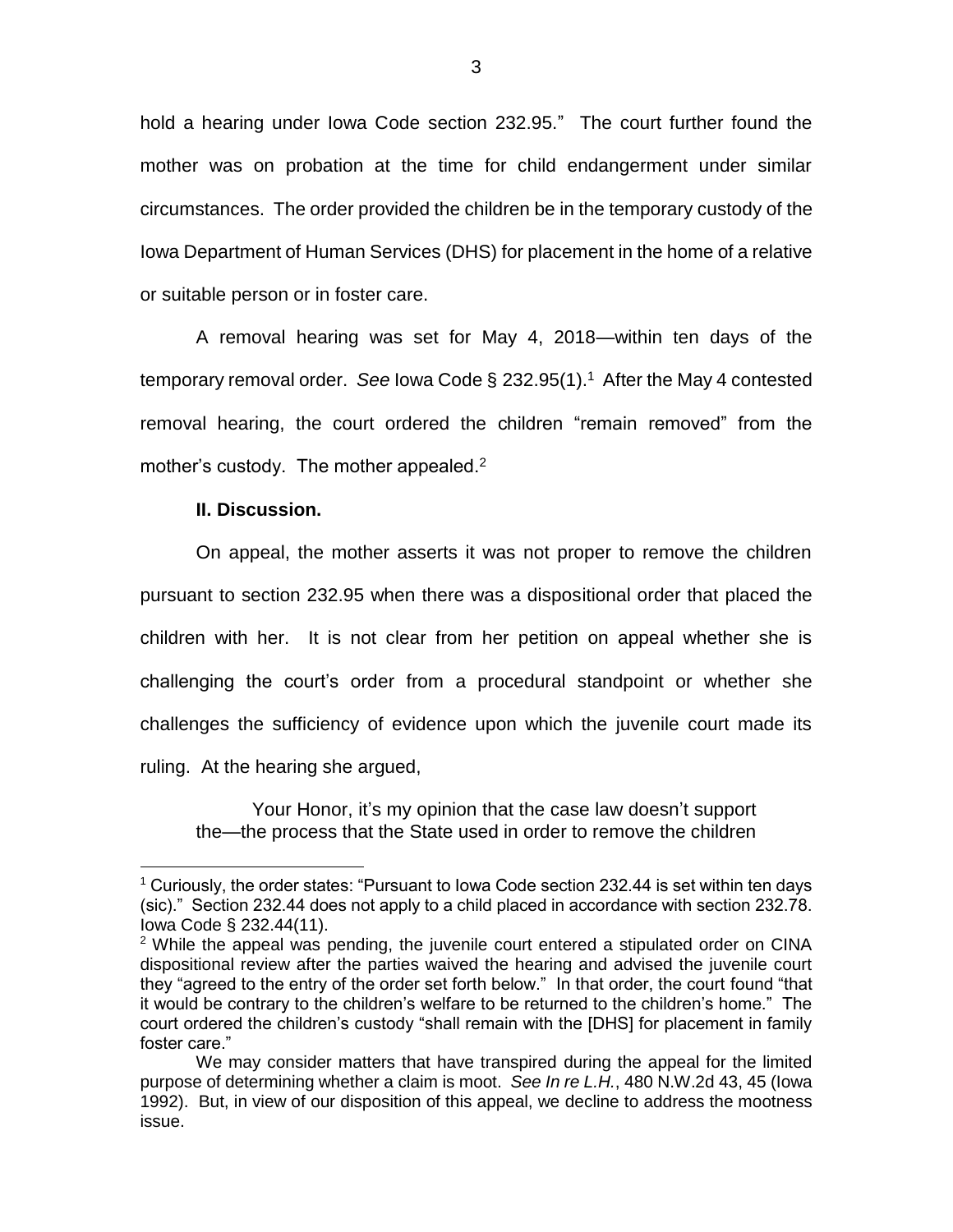hold a hearing under Iowa Code section 232.95." The court further found the mother was on probation at the time for child endangerment under similar circumstances. The order provided the children be in the temporary custody of the Iowa Department of Human Services (DHS) for placement in the home of a relative or suitable person or in foster care.

A removal hearing was set for May 4, 2018—within ten days of the temporary removal order. *See* Iowa Code § 232.95(1).[1] After the May 4 contested removal hearing, the court ordered the children "remain removed" from the mother's custody. The mother appealed.[2]

**II. Discussion.**

On appeal, the mother asserts it was not proper to remove the children pursuant to section 232.95 when there was a dispositional order that placed the children with her. It is not clear from her petition on appeal whether she is challenging the court's order from a procedural standpoint or whether she challenges the sufficiency of evidence upon which the juvenile court made its ruling. At the hearing she argued,

> Your Honor, it's my opinion that the case law doesn't support the—the process that the State used in order to remove the children

---

[1] Curiously, the order states: "Pursuant to Iowa Code section 232.44 is set within ten days (sic)." Section 232.44 does not apply to a child placed in accordance with section 232.78. Iowa Code § 232.44(11).

[2] While the appeal was pending, the juvenile court entered a stipulated order on CINA dispositional review after the parties waived the hearing and advised the juvenile court they "agreed to the entry of the order set forth below." In that order, the court found "that it would be contrary to the children's welfare to be returned to the children's home." The court ordered the children's custody "shall remain with the [DHS] for placement in family foster care."

We may consider matters that have transpired during the appeal for the limited purpose of determining whether a claim is moot. *See In re L.H.*, 480 N.W.2d 43, 45 (Iowa 1992). But, in view of our disposition of this appeal, we decline to address the mootness issue.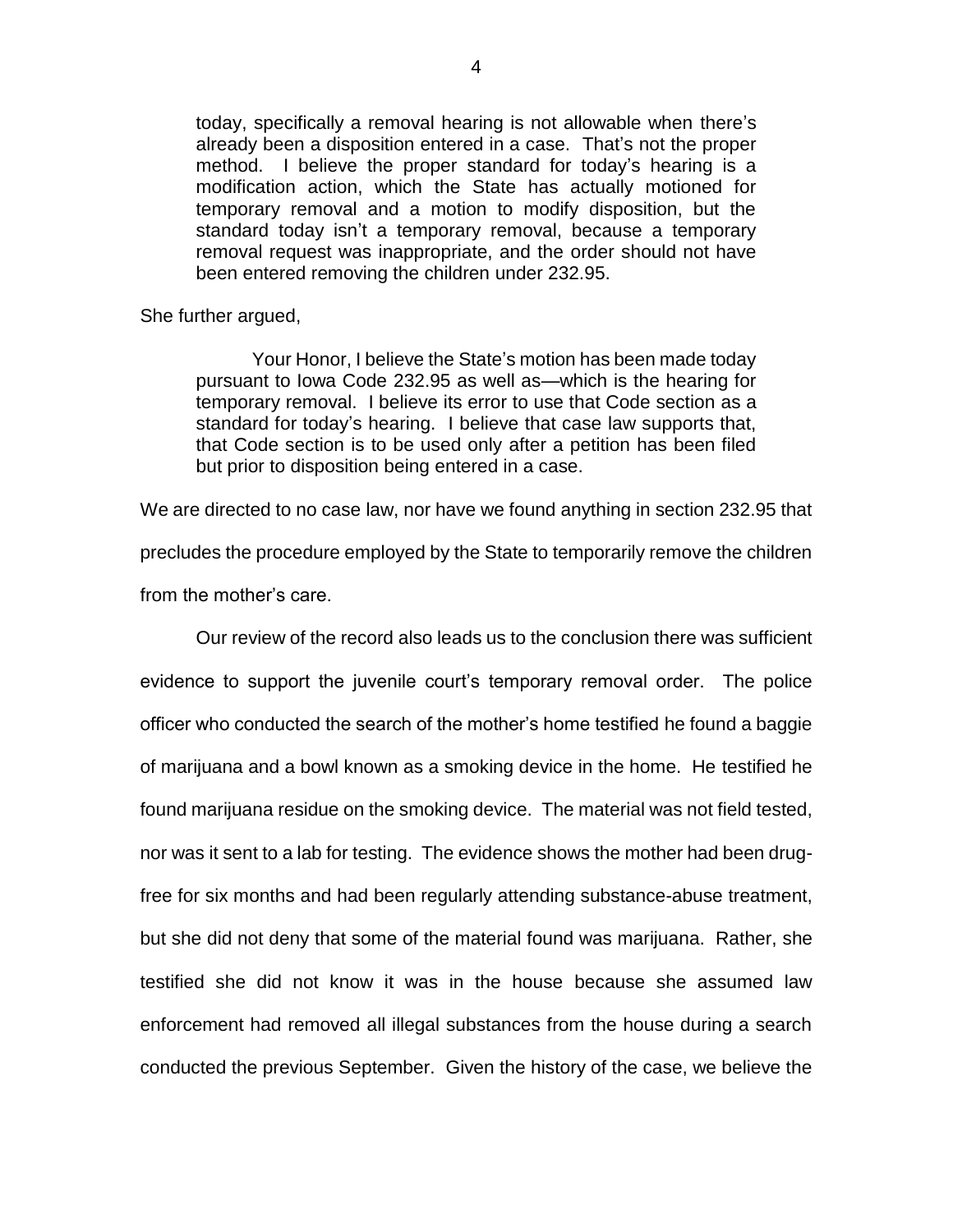> today, specifically a removal hearing is not allowable when there's already been a disposition entered in a case. That's not the proper method. I believe the proper standard for today's hearing is a modification action, which the State has actually motioned for temporary removal and a motion to modify disposition, but the standard today isn't a temporary removal, because a temporary removal request was inappropriate, and the order should not have been entered removing the children under 232.95.

She further argued,

> Your Honor, I believe the State's motion has been made today pursuant to Iowa Code 232.95 as well as—which is the hearing for temporary removal. I believe its error to use that Code section as a standard for today's hearing. I believe that case law supports that, that Code section is to be used only after a petition has been filed but prior to disposition being entered in a case.

We are directed to no case law, nor have we found anything in section 232.95 that precludes the procedure employed by the State to temporarily remove the children from the mother's care.

Our review of the record also leads us to the conclusion there was sufficient evidence to support the juvenile court's temporary removal order. The police officer who conducted the search of the mother's home testified he found a baggie of marijuana and a bowl known as a smoking device in the home. He testified he found marijuana residue on the smoking device. The material was not field tested, nor was it sent to a lab for testing. The evidence shows the mother had been drug-free for six months and had been regularly attending substance-abuse treatment, but she did not deny that some of the material found was marijuana. Rather, she testified she did not know it was in the house because she assumed law enforcement had removed all illegal substances from the house during a search conducted the previous September. Given the history of the case, we believe the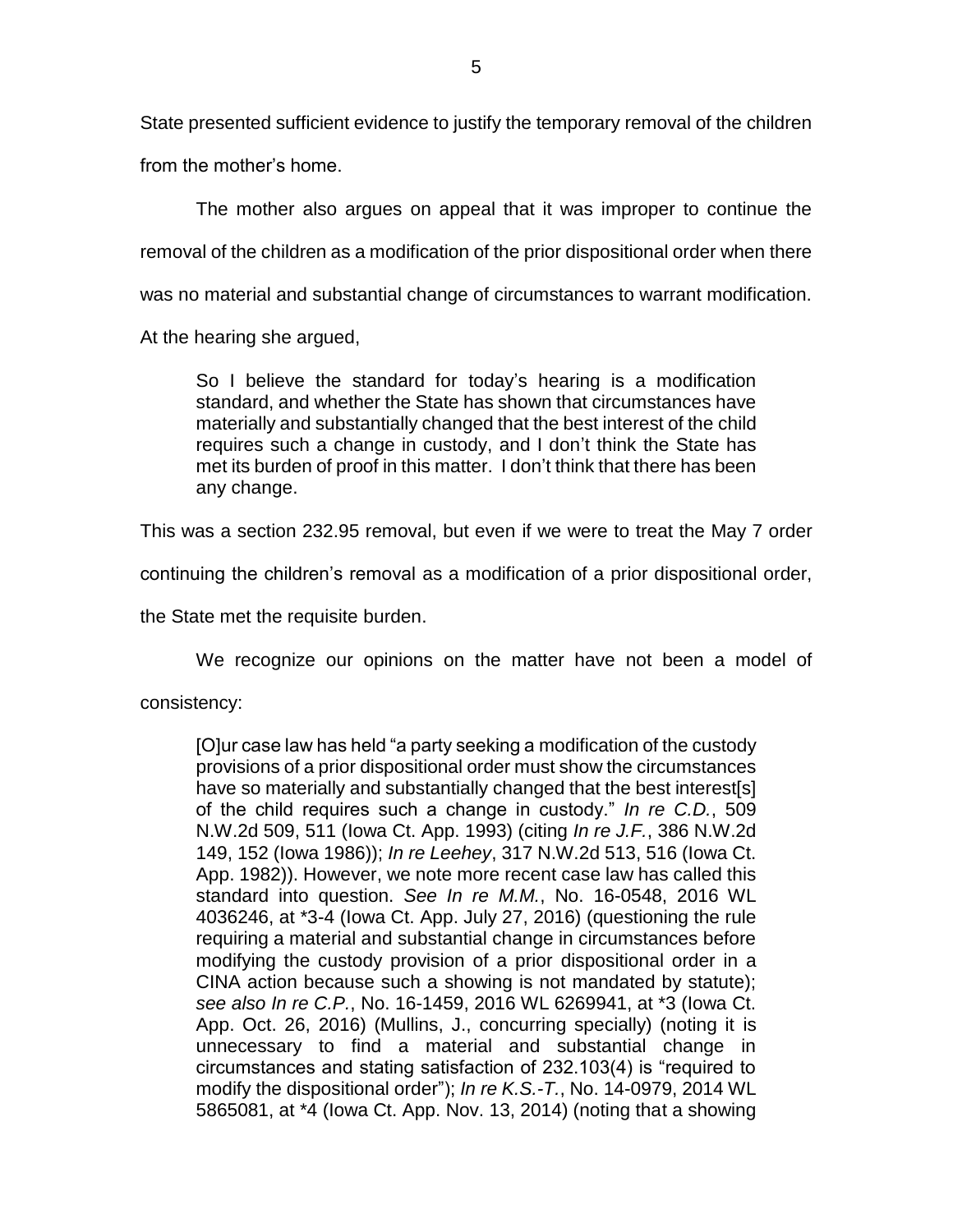State presented sufficient evidence to justify the temporary removal of the children from the mother's home.

The mother also argues on appeal that it was improper to continue the removal of the children as a modification of the prior dispositional order when there was no material and substantial change of circumstances to warrant modification. At the hearing she argued,

> So I believe the standard for today's hearing is a modification standard, and whether the State has shown that circumstances have materially and substantially changed that the best interest of the child requires such a change in custody, and I don't think the State has met its burden of proof in this matter. I don't think that there has been any change.

This was a section 232.95 removal, but even if we were to treat the May 7 order continuing the children's removal as a modification of a prior dispositional order, the State met the requisite burden.

We recognize our opinions on the matter have not been a model of consistency:

> [O]ur case law has held "a party seeking a modification of the custody provisions of a prior dispositional order must show the circumstances have so materially and substantially changed that the best interest[s] of the child requires such a change in custody." *In re C.D.*, 509 N.W.2d 509, 511 (Iowa Ct. App. 1993) (citing *In re J.F.*, 386 N.W.2d 149, 152 (Iowa 1986)); *In re Leehey*, 317 N.W.2d 513, 516 (Iowa Ct. App. 1982)). However, we note more recent case law has called this standard into question. *See In re M.M.*, No. 16-0548, 2016 WL 4036246, at *3-4 (Iowa Ct. App. July 27, 2016) (questioning the rule requiring a material and substantial change in circumstances before modifying the custody provision of a prior dispositional order in a CINA action because such a showing is not mandated by statute); *see also In re C.P.*, No. 16-1459, 2016 WL 6269941, at *3 (Iowa Ct. App. Oct. 26, 2016) (Mullins, J., concurring specially) (noting it is unnecessary to find a material and substantial change in circumstances and stating satisfaction of 232.103(4) is "required to modify the dispositional order"); *In re K.S.-T.*, No. 14-0979, 2014 WL 5865081, at *4 (Iowa Ct. App. Nov. 13, 2014) (noting that a showing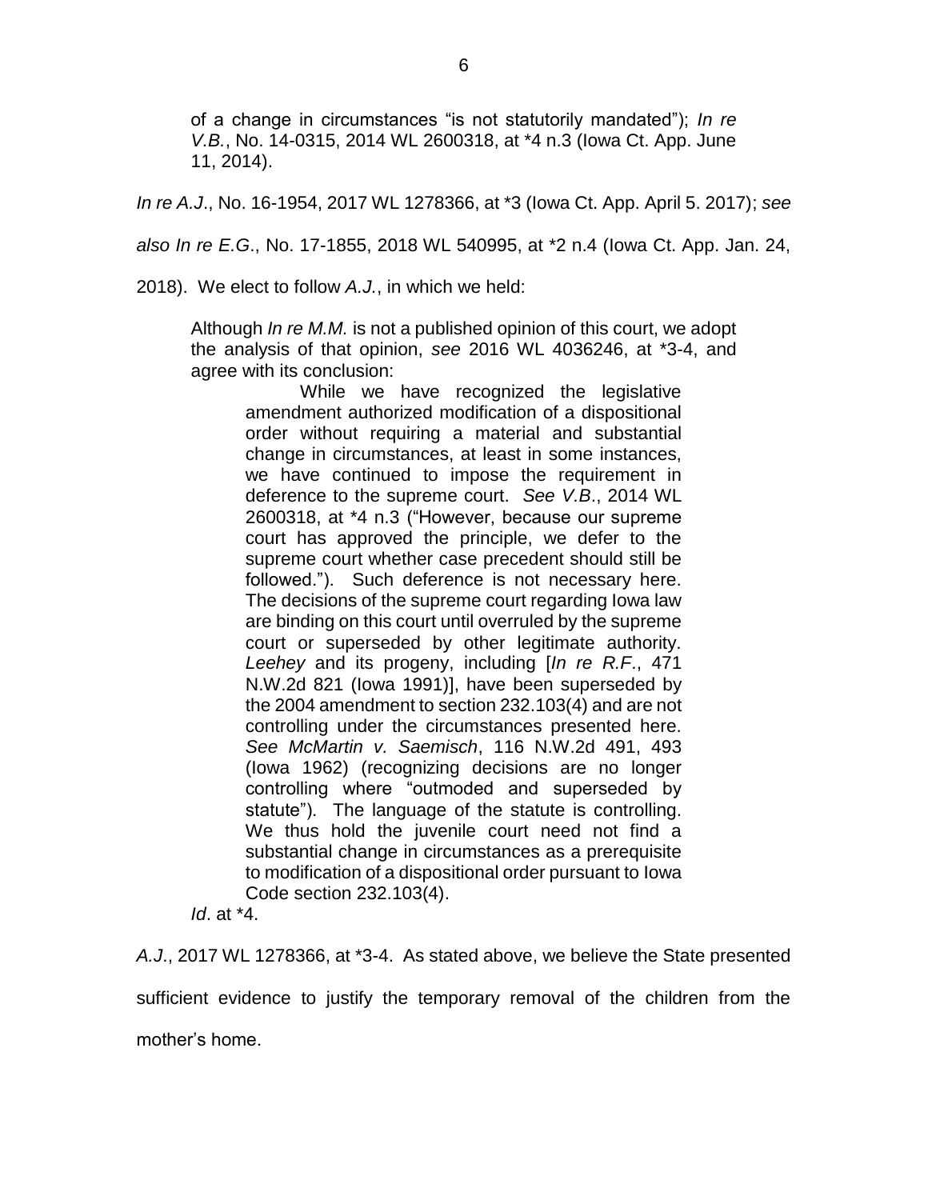> of a change in circumstances "is not statutorily mandated"); *In re V.B.*, No. 14-0315, 2014 WL 2600318, at *4 n.3 (Iowa Ct. App. June 11, 2014).

*In re A.J.*, No. 16-1954, 2017 WL 1278366, at *3 (Iowa Ct. App. April 5. 2017); *see also In re E.G.*, No. 17-1855, 2018 WL 540995, at *2 n.4 (Iowa Ct. App. Jan. 24, 2018). We elect to follow *A.J.*, in which we held:

> Although *In re M.M.* is not a published opinion of this court, we adopt the analysis of that opinion, *see* 2016 WL 4036246, at *3-4, and agree with its conclusion:
>
> > While we have recognized the legislative amendment authorized modification of a dispositional order without requiring a material and substantial change in circumstances, at least in some instances, we have continued to impose the requirement in deference to the supreme court. *See V.B*., 2014 WL 2600318, at *4 n.3 ("However, because our supreme court has approved the principle, we defer to the supreme court whether case precedent should still be followed."). Such deference is not necessary here. The decisions of the supreme court regarding Iowa law are binding on this court until overruled by the supreme court or superseded by other legitimate authority. *Leehey* and its progeny, including [*In re R.F.*, 471 N.W.2d 821 (Iowa 1991)], have been superseded by the 2004 amendment to section 232.103(4) and are not controlling under the circumstances presented here. *See McMartin v. Saemisch*, 116 N.W.2d 491, 493 (Iowa 1962) (recognizing decisions are no longer controlling where "outmoded and superseded by statute"). The language of the statute is controlling. We thus hold the juvenile court need not find a substantial change in circumstances as a prerequisite to modification of a dispositional order pursuant to Iowa Code section 232.103(4).
>
> *Id*. at *4.

*A.J*., 2017 WL 1278366, at *3-4. As stated above, we believe the State presented sufficient evidence to justify the temporary removal of the children from the mother's home.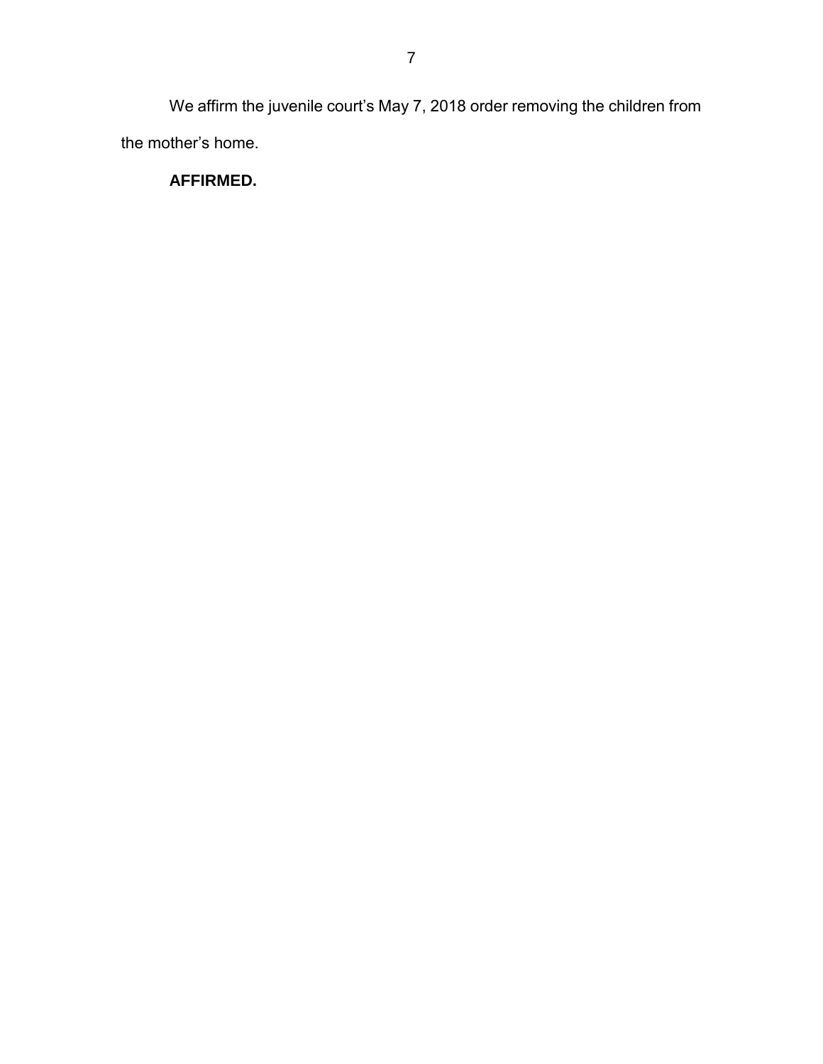We affirm the juvenile court's May 7, 2018 order removing the children from the mother's home.

**AFFIRMED.**